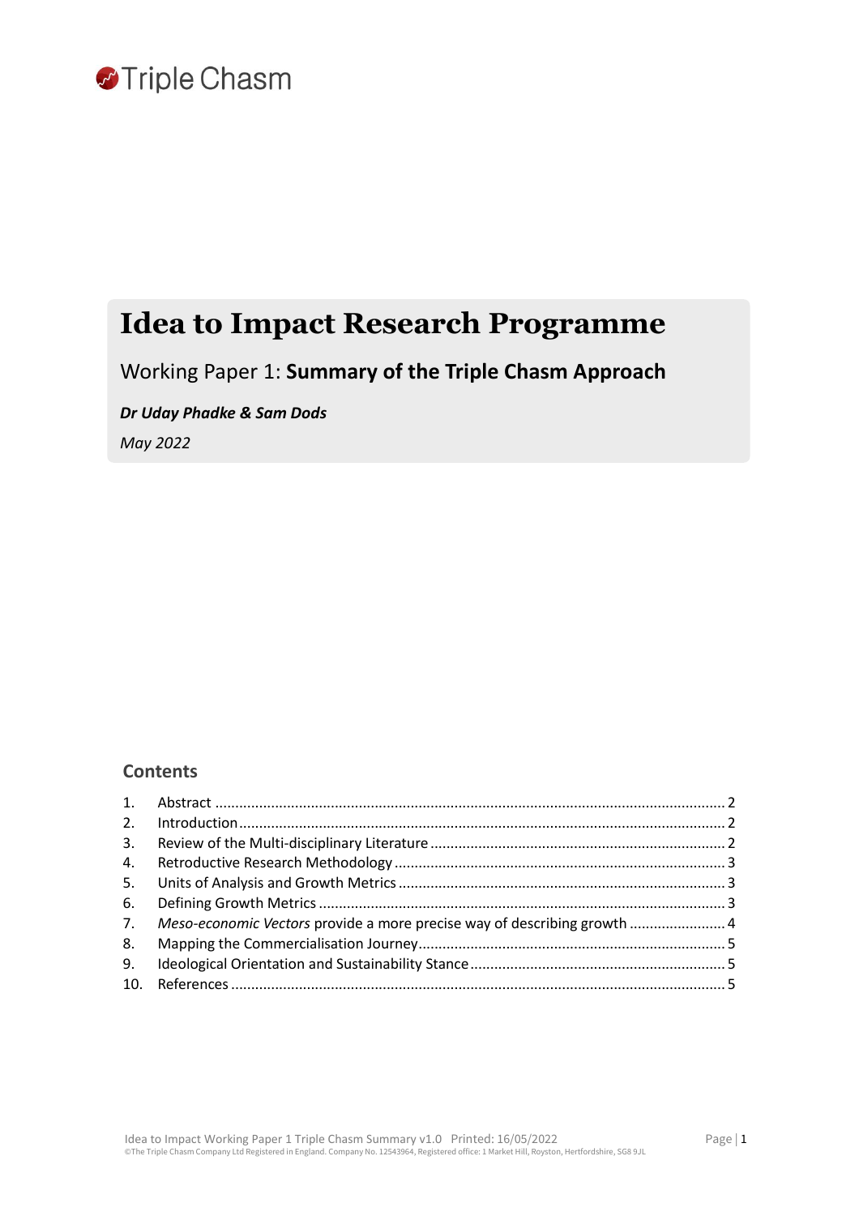Triple Chasm

# Idea to Impact Research Programme

Working Paper 1: **Summary of the Triple Chasm Approach**

***Dr Uday Phadke & Sam Dods***

*May 2022*

## Contents

1. Abstract ........ 2
2. Introduction ........ 2
3. Review of the Multi-disciplinary Literature ........ 2
4. Retroductive Research Methodology ........ 3
5. Units of Analysis and Growth Metrics ........ 3
6. Defining Growth Metrics ........ 3
7. *Meso-economic Vectors* provide a more precise way of describing growth ........ 4
8. Mapping the Commercialisation Journey ........ 5
9. Ideological Orientation and Sustainability Stance ........ 5
10. References ........ 5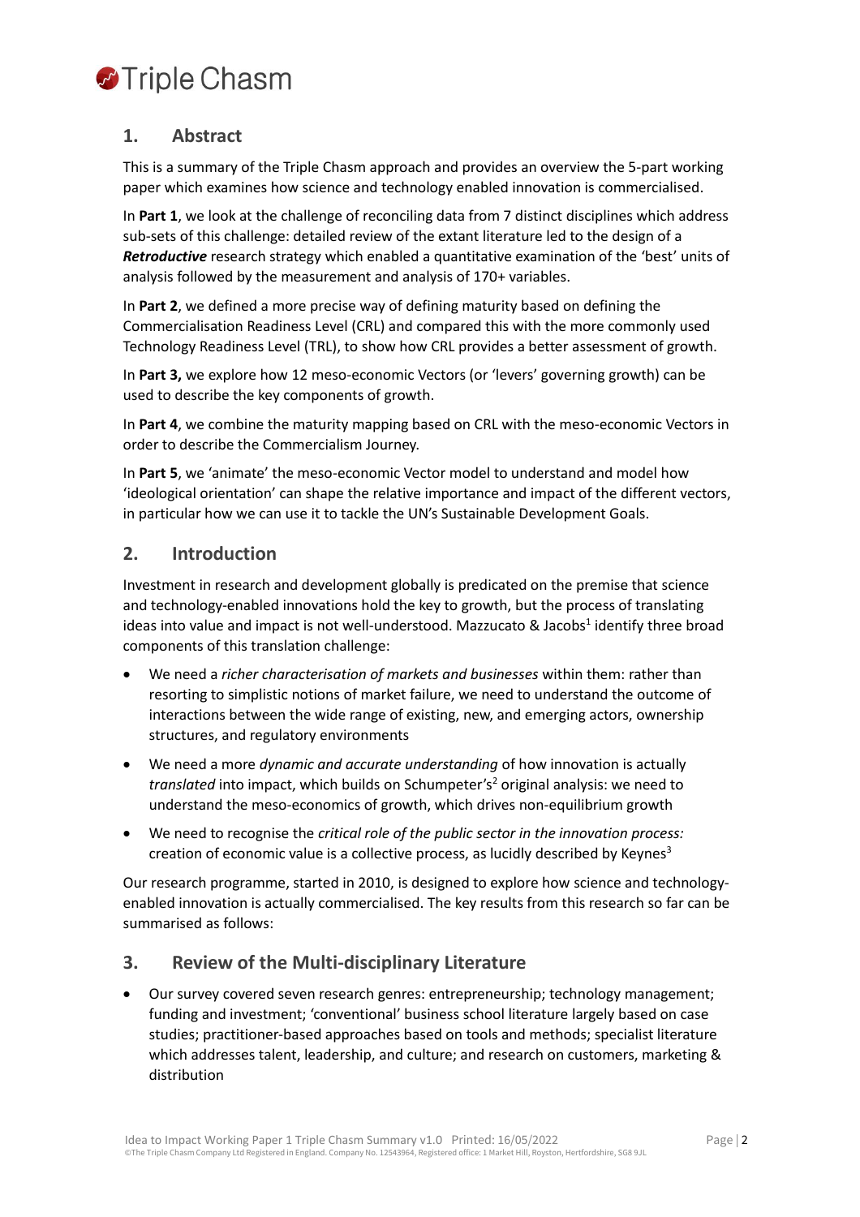## 1. Abstract

This is a summary of the Triple Chasm approach and provides an overview the 5-part working paper which examines how science and technology enabled innovation is commercialised.

In **Part 1**, we look at the challenge of reconciling data from 7 distinct disciplines which address sub-sets of this challenge: detailed review of the extant literature led to the design of a ***Retroductive*** research strategy which enabled a quantitative examination of the 'best' units of analysis followed by the measurement and analysis of 170+ variables.

In **Part 2**, we defined a more precise way of defining maturity based on defining the Commercialisation Readiness Level (CRL) and compared this with the more commonly used Technology Readiness Level (TRL), to show how CRL provides a better assessment of growth.

In **Part 3,** we explore how 12 meso-economic Vectors (or 'levers' governing growth) can be used to describe the key components of growth.

In **Part 4**, we combine the maturity mapping based on CRL with the meso-economic Vectors in order to describe the Commercialism Journey.

In **Part 5**, we 'animate' the meso-economic Vector model to understand and model how 'ideological orientation' can shape the relative importance and impact of the different vectors, in particular how we can use it to tackle the UN's Sustainable Development Goals.

## 2. Introduction

Investment in research and development globally is predicated on the premise that science and technology-enabled innovations hold the key to growth, but the process of translating ideas into value and impact is not well-understood. Mazzucato & Jacobs[1] identify three broad components of this translation challenge:

- We need a *richer characterisation of markets and businesses* within them: rather than resorting to simplistic notions of market failure, we need to understand the outcome of interactions between the wide range of existing, new, and emerging actors, ownership structures, and regulatory environments
- We need a more *dynamic and accurate understanding* of how innovation is actually *translated* into impact, which builds on Schumpeter's[2] original analysis: we need to understand the meso-economics of growth, which drives non-equilibrium growth
- We need to recognise the *critical role of the public sector in the innovation process:* creation of economic value is a collective process, as lucidly described by Keynes[3]

Our research programme, started in 2010, is designed to explore how science and technology-enabled innovation is actually commercialised. The key results from this research so far can be summarised as follows:

## 3. Review of the Multi-disciplinary Literature

- Our survey covered seven research genres: entrepreneurship; technology management; funding and investment; 'conventional' business school literature largely based on case studies; practitioner-based approaches based on tools and methods; specialist literature which addresses talent, leadership, and culture; and research on customers, marketing & distribution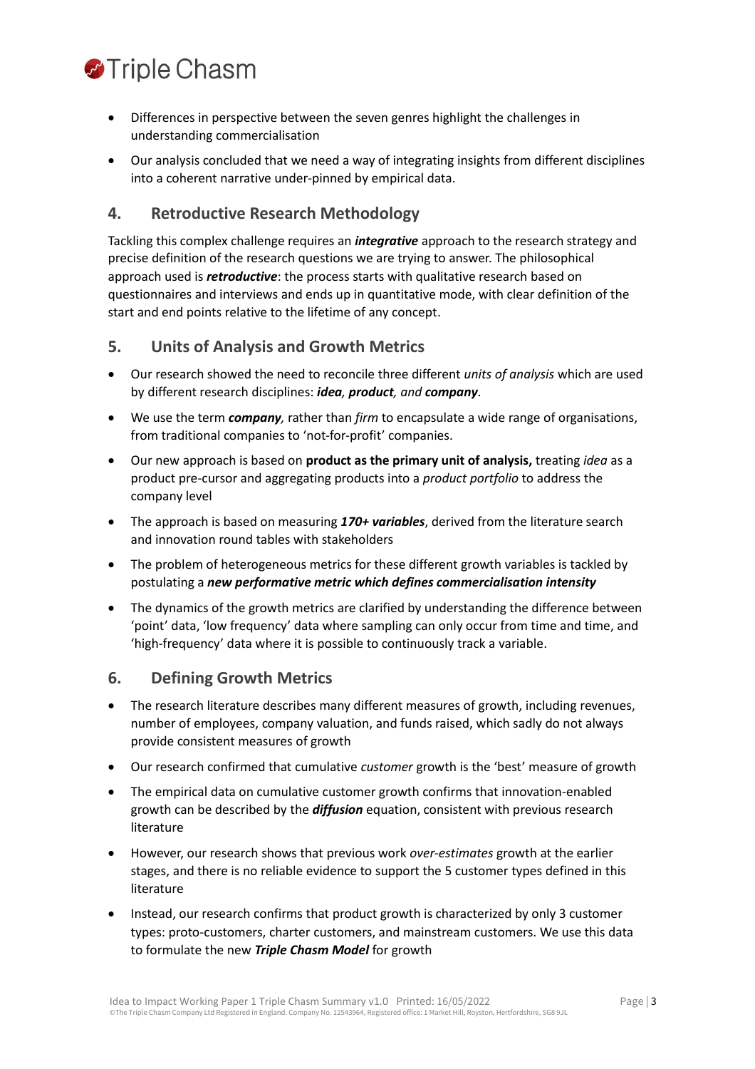- Differences in perspective between the seven genres highlight the challenges in understanding commercialisation
- Our analysis concluded that we need a way of integrating insights from different disciplines into a coherent narrative under-pinned by empirical data.

## 4. Retroductive Research Methodology

Tackling this complex challenge requires an ***integrative*** approach to the research strategy and precise definition of the research questions we are trying to answer. The philosophical approach used is ***retroductive***: the process starts with qualitative research based on questionnaires and interviews and ends up in quantitative mode, with clear definition of the start and end points relative to the lifetime of any concept.

## 5. Units of Analysis and Growth Metrics

- Our research showed the need to reconcile three different *units of analysis* which are used by different research disciplines: ***idea**, **product**, and **company***.
- We use the term ***company**,* rather than *firm* to encapsulate a wide range of organisations, from traditional companies to 'not-for-profit' companies.
- Our new approach is based on **product as the primary unit of analysis,** treating *idea* as a product pre-cursor and aggregating products into a *product portfolio* to address the company level
- The approach is based on measuring ***170+ variables***, derived from the literature search and innovation round tables with stakeholders
- The problem of heterogeneous metrics for these different growth variables is tackled by postulating a ***new performative metric which defines commercialisation intensity***
- The dynamics of the growth metrics are clarified by understanding the difference between 'point' data, 'low frequency' data where sampling can only occur from time and time, and 'high-frequency' data where it is possible to continuously track a variable.

## 6. Defining Growth Metrics

- The research literature describes many different measures of growth, including revenues, number of employees, company valuation, and funds raised, which sadly do not always provide consistent measures of growth
- Our research confirmed that cumulative *customer* growth is the 'best' measure of growth
- The empirical data on cumulative customer growth confirms that innovation-enabled growth can be described by the ***diffusion*** equation, consistent with previous research literature
- However, our research shows that previous work *over-estimates* growth at the earlier stages, and there is no reliable evidence to support the 5 customer types defined in this literature
- Instead, our research confirms that product growth is characterized by only 3 customer types: proto-customers, charter customers, and mainstream customers. We use this data to formulate the new ***Triple Chasm Model*** for growth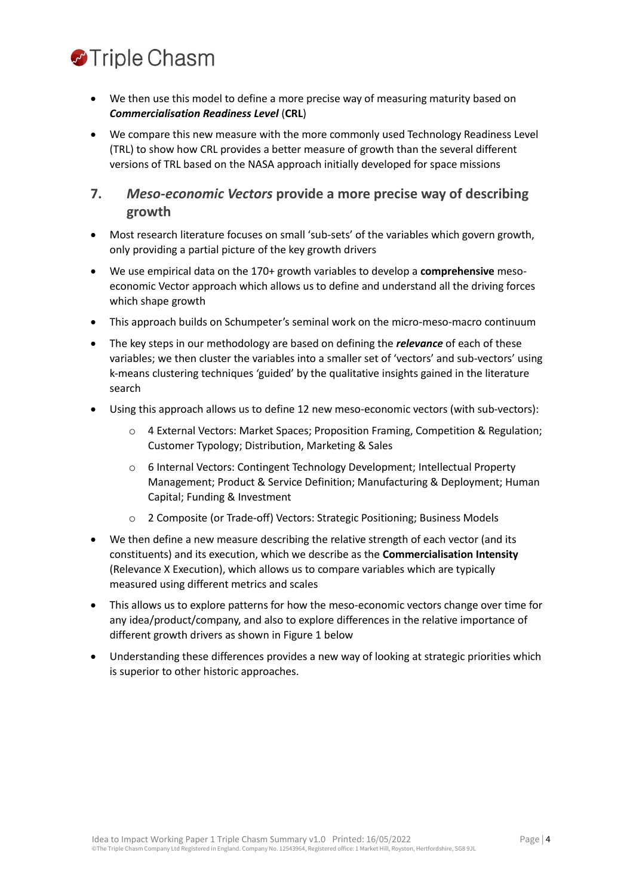- We then use this model to define a more precise way of measuring maturity based on ***Commercialisation Readiness Level*** (**CRL**)
- We compare this new measure with the more commonly used Technology Readiness Level (TRL) to show how CRL provides a better measure of growth than the several different versions of TRL based on the NASA approach initially developed for space missions

## 7. *Meso-economic Vectors* provide a more precise way of describing growth

- Most research literature focuses on small 'sub-sets' of the variables which govern growth, only providing a partial picture of the key growth drivers
- We use empirical data on the 170+ growth variables to develop a **comprehensive** meso-economic Vector approach which allows us to define and understand all the driving forces which shape growth
- This approach builds on Schumpeter's seminal work on the micro-meso-macro continuum
- The key steps in our methodology are based on defining the ***relevance*** of each of these variables; we then cluster the variables into a smaller set of 'vectors' and sub-vectors' using k-means clustering techniques 'guided' by the qualitative insights gained in the literature search
- Using this approach allows us to define 12 new meso-economic vectors (with sub-vectors):
    - 4 External Vectors: Market Spaces; Proposition Framing, Competition & Regulation; Customer Typology; Distribution, Marketing & Sales
    - 6 Internal Vectors: Contingent Technology Development; Intellectual Property Management; Product & Service Definition; Manufacturing & Deployment; Human Capital; Funding & Investment
    - 2 Composite (or Trade-off) Vectors: Strategic Positioning; Business Models
- We then define a new measure describing the relative strength of each vector (and its constituents) and its execution, which we describe as the **Commercialisation Intensity** (Relevance X Execution), which allows us to compare variables which are typically measured using different metrics and scales
- This allows us to explore patterns for how the meso-economic vectors change over time for any idea/product/company, and also to explore differences in the relative importance of different growth drivers as shown in Figure 1 below
- Understanding these differences provides a new way of looking at strategic priorities which is superior to other historic approaches.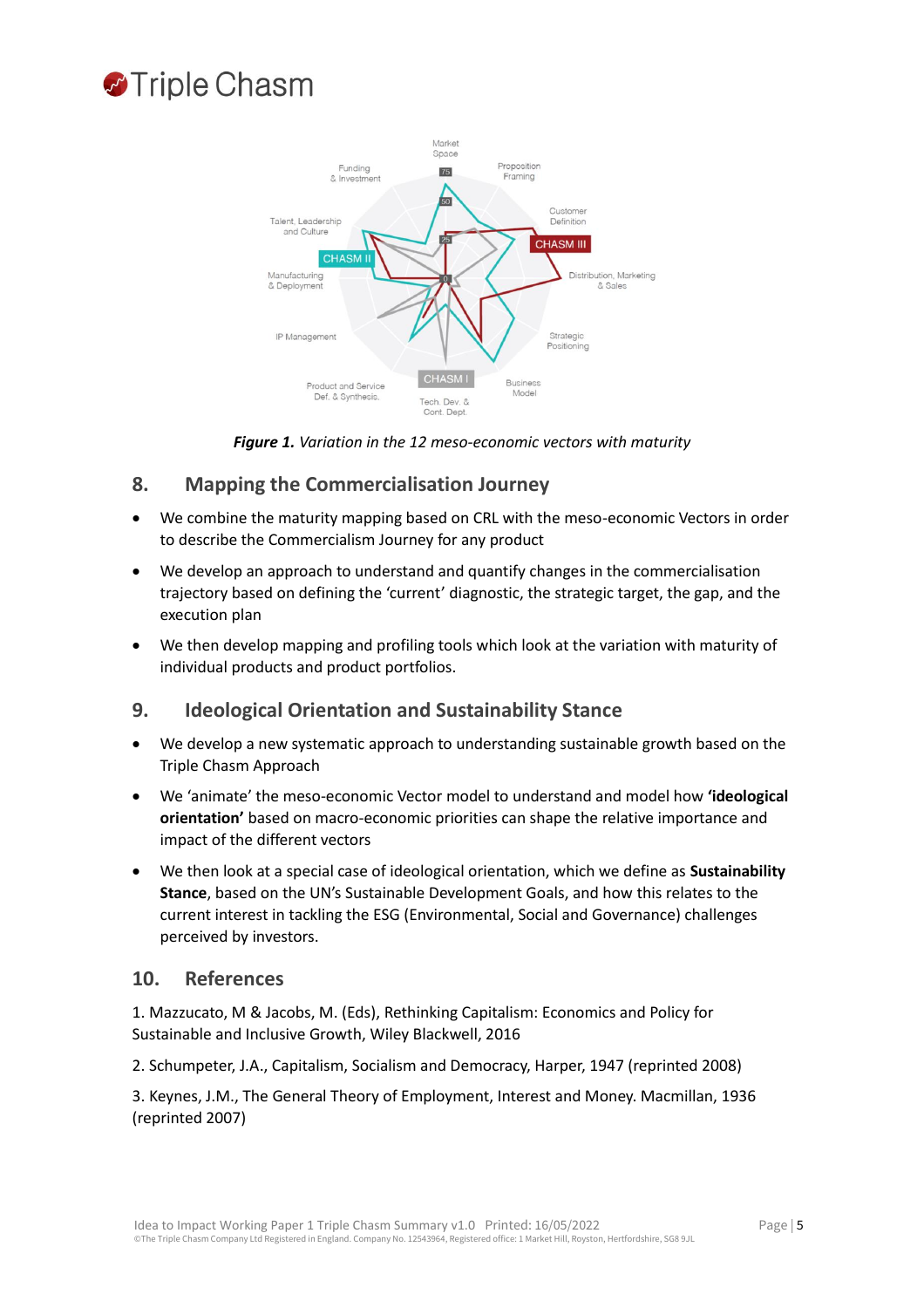Market Space

75

50

25

0

Proposition Framing

Customer Definition

CHASM III

Distribution, Marketing & Sales

Strategic Positioning

Business Model

Tech. Dev. & Cont. Dept.

CHASM I

Product and Service Def. & Synthesis.

IP Management

Manufacturing & Deployment

CHASM II

Talent, Leadership and Culture

Funding & Investment

***Figure 1.*** *Variation in the 12 meso-economic vectors with maturity*

## 8. Mapping the Commercialisation Journey

- We combine the maturity mapping based on CRL with the meso-economic Vectors in order to describe the Commercialism Journey for any product
- We develop an approach to understand and quantify changes in the commercialisation trajectory based on defining the 'current' diagnostic, the strategic target, the gap, and the execution plan
- We then develop mapping and profiling tools which look at the variation with maturity of individual products and product portfolios.

## 9. Ideological Orientation and Sustainability Stance

- We develop a new systematic approach to understanding sustainable growth based on the Triple Chasm Approach
- We 'animate' the meso-economic Vector model to understand and model how **'ideological orientation'** based on macro-economic priorities can shape the relative importance and impact of the different vectors
- We then look at a special case of ideological orientation, which we define as **Sustainability Stance**, based on the UN's Sustainable Development Goals, and how this relates to the current interest in tackling the ESG (Environmental, Social and Governance) challenges perceived by investors.

## 10. References

1. Mazzucato, M & Jacobs, M. (Eds), Rethinking Capitalism: Economics and Policy for Sustainable and Inclusive Growth, Wiley Blackwell, 2016

2. Schumpeter, J.A., Capitalism, Socialism and Democracy, Harper, 1947 (reprinted 2008)

3. Keynes, J.M., The General Theory of Employment, Interest and Money. Macmillan, 1936 (reprinted 2007)